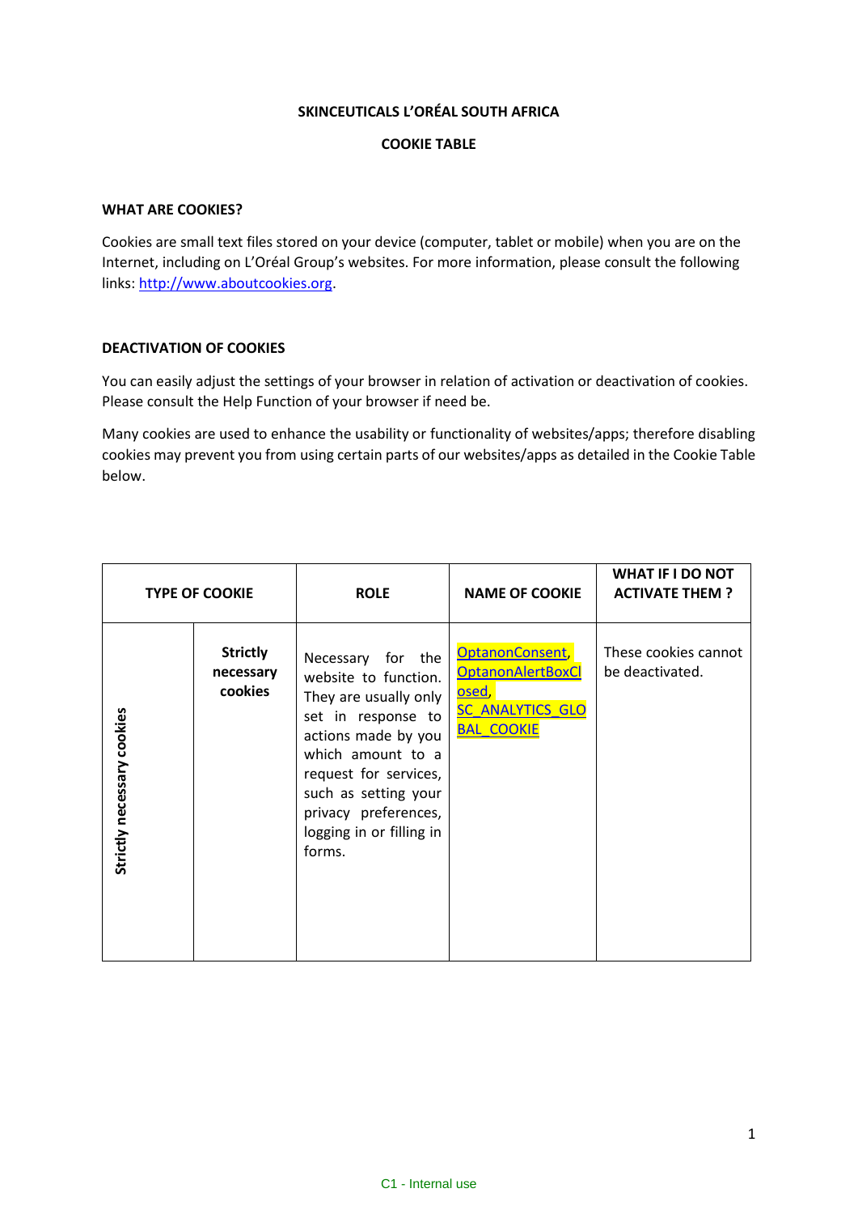**SKINCEUTICALS L'ORÉAL SOUTH AFRICA**

**COOKIE TABLE**

### WHAT ARE COOKIES?

Cookies are small text files stored on your device (computer, tablet or mobile) when you are on the Internet, including on L'Oréal Group's websites. For more information, please consult the following links: http://www.aboutcookies.org.

### DEACTIVATION OF COOKIES

You can easily adjust the settings of your browser in relation of activation or deactivation of cookies. Please consult the Help Function of your browser if need be.

Many cookies are used to enhance the usability or functionality of websites/apps; therefore disabling cookies may prevent you from using certain parts of our websites/apps as detailed in the Cookie Table below.

| TYPE OF COOKIE | | ROLE | NAME OF COOKIE | WHAT IF I DO NOT ACTIVATE THEM ? |
|---|---|---|---|---|
| Strictly necessary cookies | **Strictly necessary cookies** | Necessary for the website to function. They are usually only set in response to actions made by you which amount to a request for services, such as setting your privacy preferences, logging in or filling in forms. | OptanonConsent, OptanonAlertBoxClosed, SC_ANALYTICS_GLOBAL_COOKIE | These cookies cannot be deactivated. |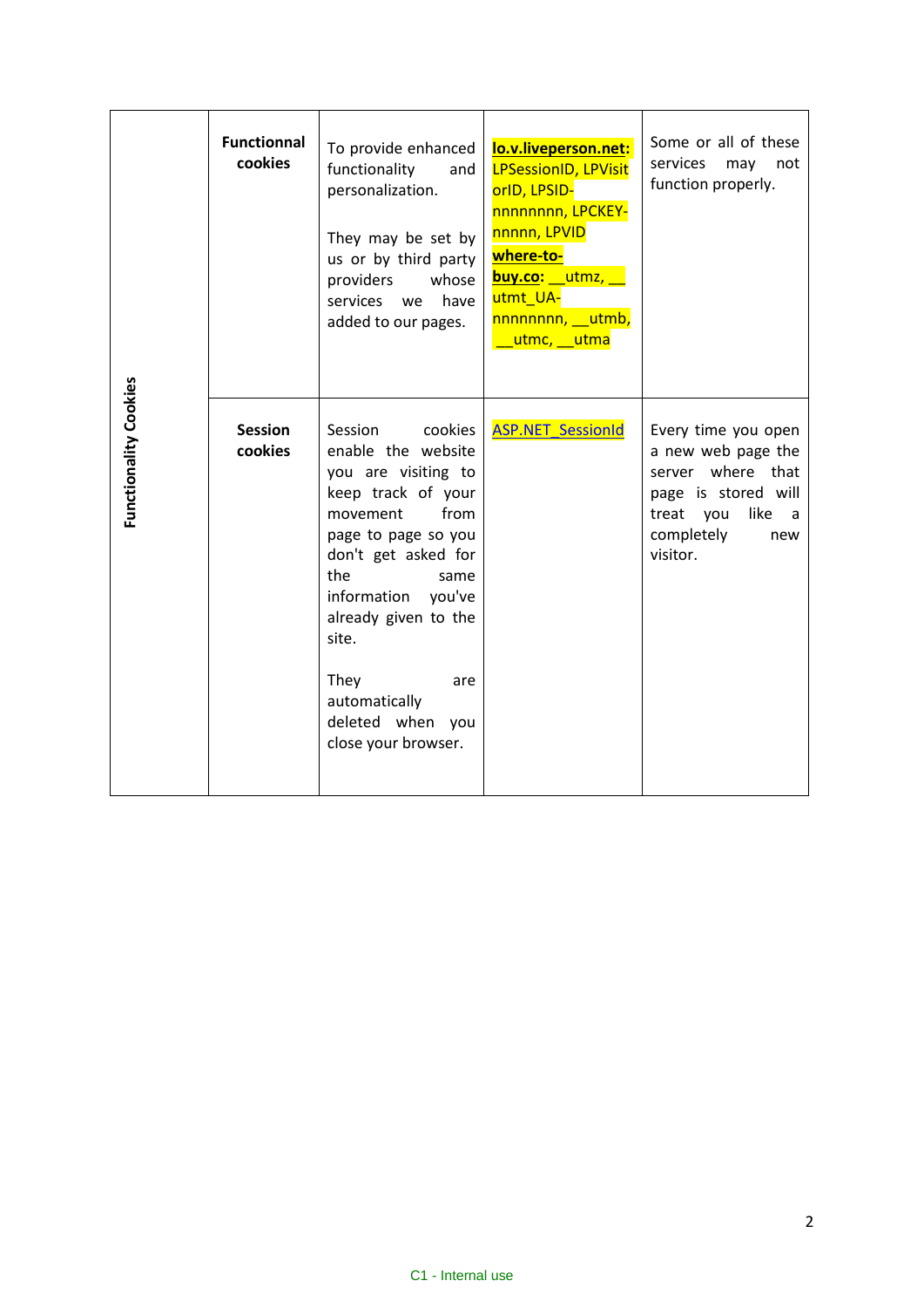| Functionality Cookies | Functionnal cookies | To provide enhanced functionality and personalization.<br><br>They may be set by us or by third party providers whose services we have added to our pages. | **lo.v.liveperson.net:** LPSessionID, LPVisitorID, LPSID-nnnnnnnn, LPCKEY-nnnnn, LPVID<br>**where-to-buy.co:** __utmz, __utmt_UA-nnnnnnnn, __utmb, __utmc, __utma | Some or all of these services may not function properly. |
|---|---|---|---|---|
| | Session cookies | Session cookies enable the website you are visiting to keep track of your movement from page to page so you don't get asked for the same information you've already given to the site.<br><br>They are automatically deleted when you close your browser. | ASP.NET_SessionId | Every time you open a new web page the server where that page is stored will treat you like a completely new visitor. |

C1 - Internal use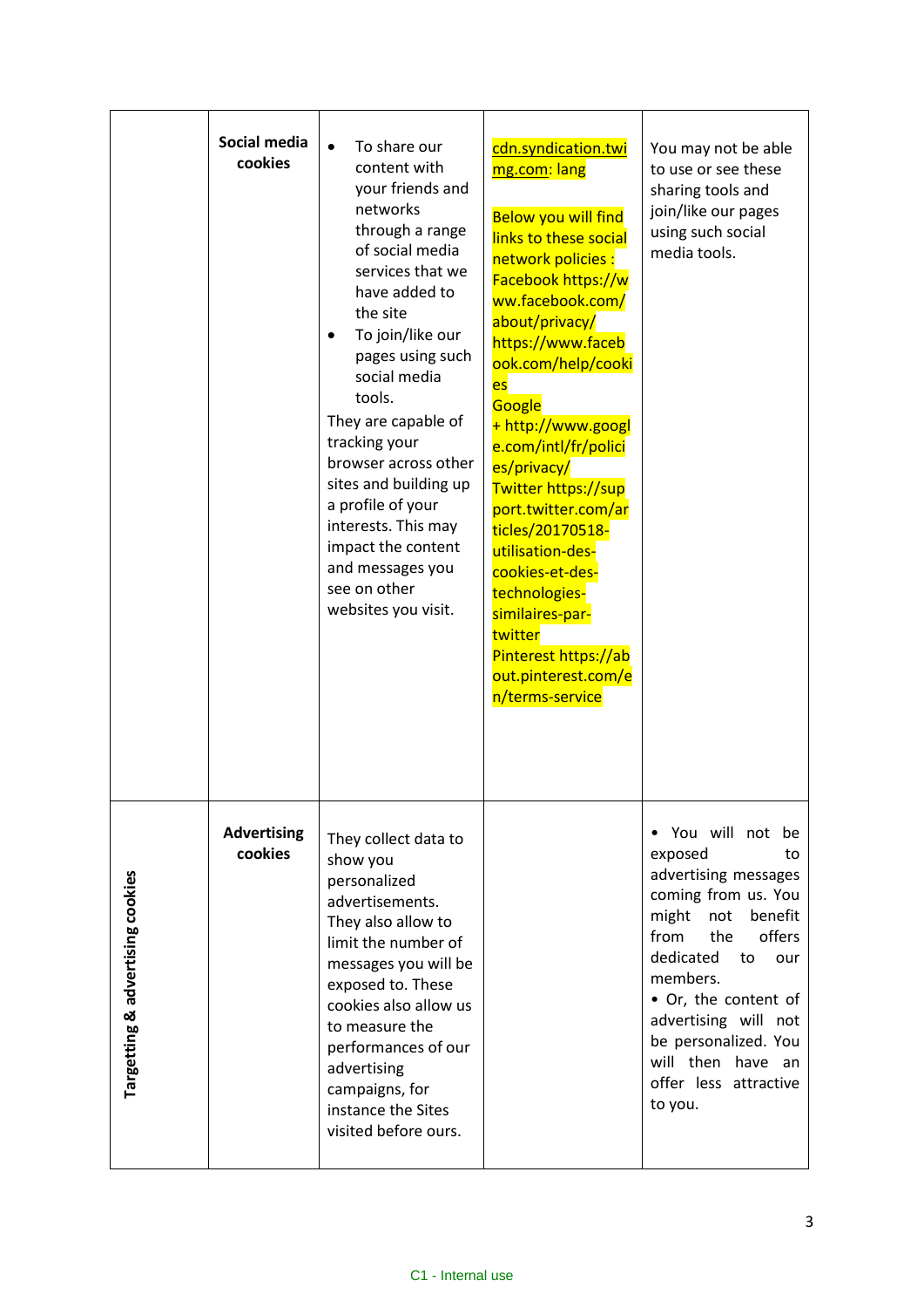| | | | | |
|---|---|---|---|---|
| | **Social media cookies** | • To share our content with your friends and networks through a range of social media services that we have added to the site<br>• To join/like our pages using such social media tools.<br>They are capable of tracking your browser across other sites and building up a profile of your interests. This may impact the content and messages you see on other websites you visit. | cdn.syndication.twimg.com: lang<br><br>Below you will find links to these social network policies :<br>Facebook https://www.facebook.com/about/privacy/ https://www.facebook.com/help/cookies<br>Google + http://www.google.com/intl/fr/policies/privacy/<br>Twitter https://support.twitter.com/articles/20170518-utilisation-des-cookies-et-des-technologies-similaires-par-twitter<br>Pinterest https://about.pinterest.com/en/terms-service | You may not be able to use or see these sharing tools and join/like our pages using such social media tools. |
| **Targetting & advertising cookies** | **Advertising cookies** | They collect data to show you personalized advertisements. They also allow to limit the number of messages you will be exposed to. These cookies also allow us to measure the performances of our advertising campaigns, for instance the Sites visited before ours. | | • You will not be exposed to advertising messages coming from us. You might not benefit from the offers dedicated to our members.<br>• Or, the content of advertising will not be personalized. You will then have an offer less attractive to you. |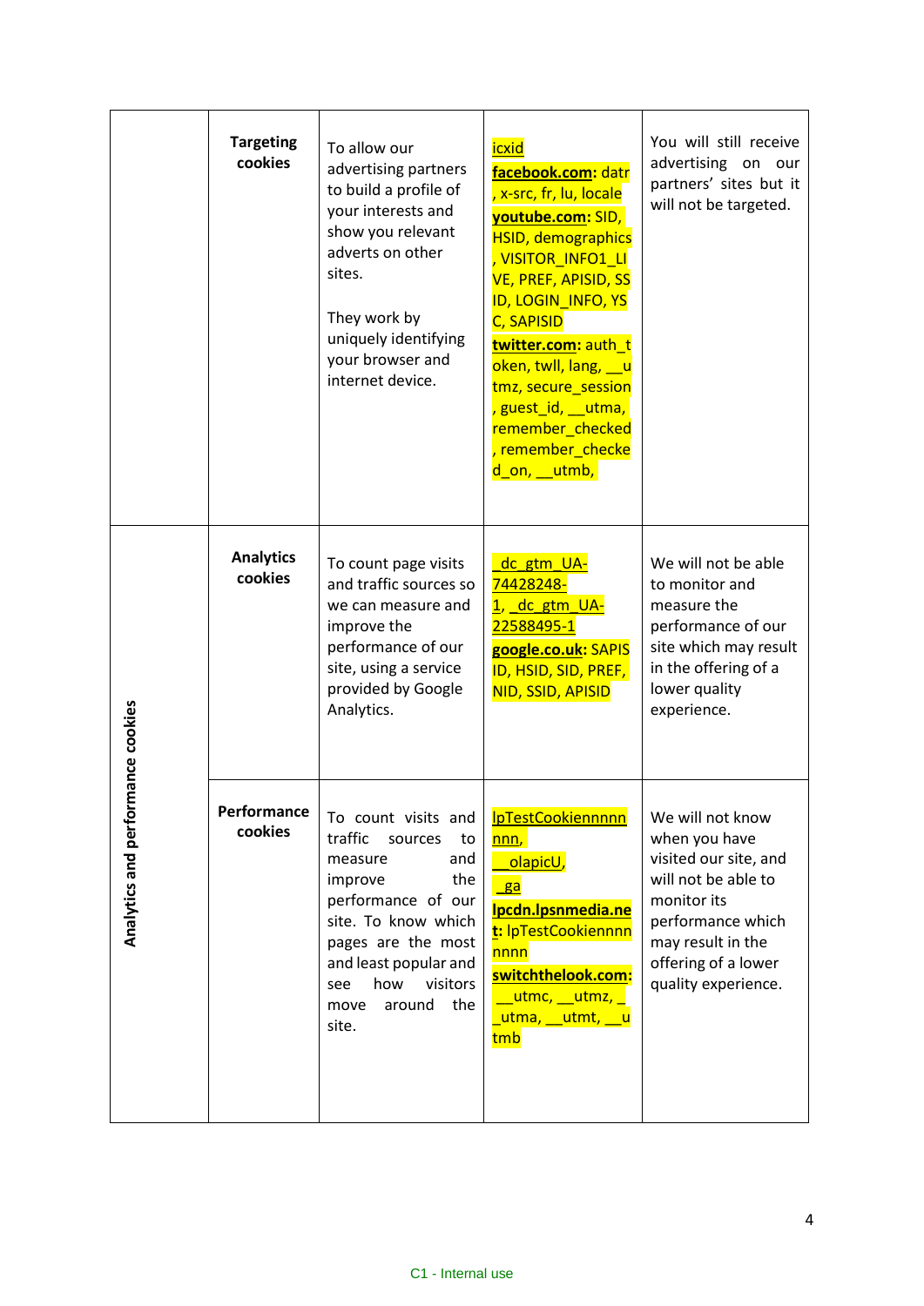| | | | | |
|---|---|---|---|---|
| | **Targeting cookies** | To allow our advertising partners to build a profile of your interests and show you relevant adverts on other sites.<br><br>They work by uniquely identifying your browser and internet device. | icxid<br>**facebook.com:** datr, x-src, fr, lu, locale<br>**youtube.com:** SID, HSID, demographics, VISITOR_INFO1_LIVE, PREF, APISID, SSID, LOGIN_INFO, YSC, SAPISID<br>**twitter.com:** auth_token, twll, lang, __utmz, secure_session, guest_id, __utma, remember_checked, remember_checked_on, __utmb, | You will still receive advertising on our partners' sites but it will not be targeted. |
| **Analytics and performance cookies** | **Analytics cookies** | To count page visits and traffic sources so we can measure and improve the performance of our site, using a service provided by Google Analytics. | _dc_gtm_UA-74428248-1, _dc_gtm_UA-22588495-1<br>**google.co.uk:** SAPISID, HSID, SID, PREF, NID, SSID, APISID | We will not be able to monitor and measure the performance of our site which may result in the offering of a lower quality experience. |
| | **Performance cookies** | To count visits and traffic sources to measure and improve the performance of our site. To know which pages are the most and least popular and see how visitors move around the site. | lpTestCookiennnnnnnn, __olapicU, _ga<br>**lpcdn.lpsnmedia.net:** lpTestCookiennnnnnnn<br>**switchthelook.com:** __utmc, __utmz, __utma, __utmt, __utmb | We will not know when you have visited our site, and will not be able to monitor its performance which may result in the offering of a lower quality experience. |

C1 - Internal use